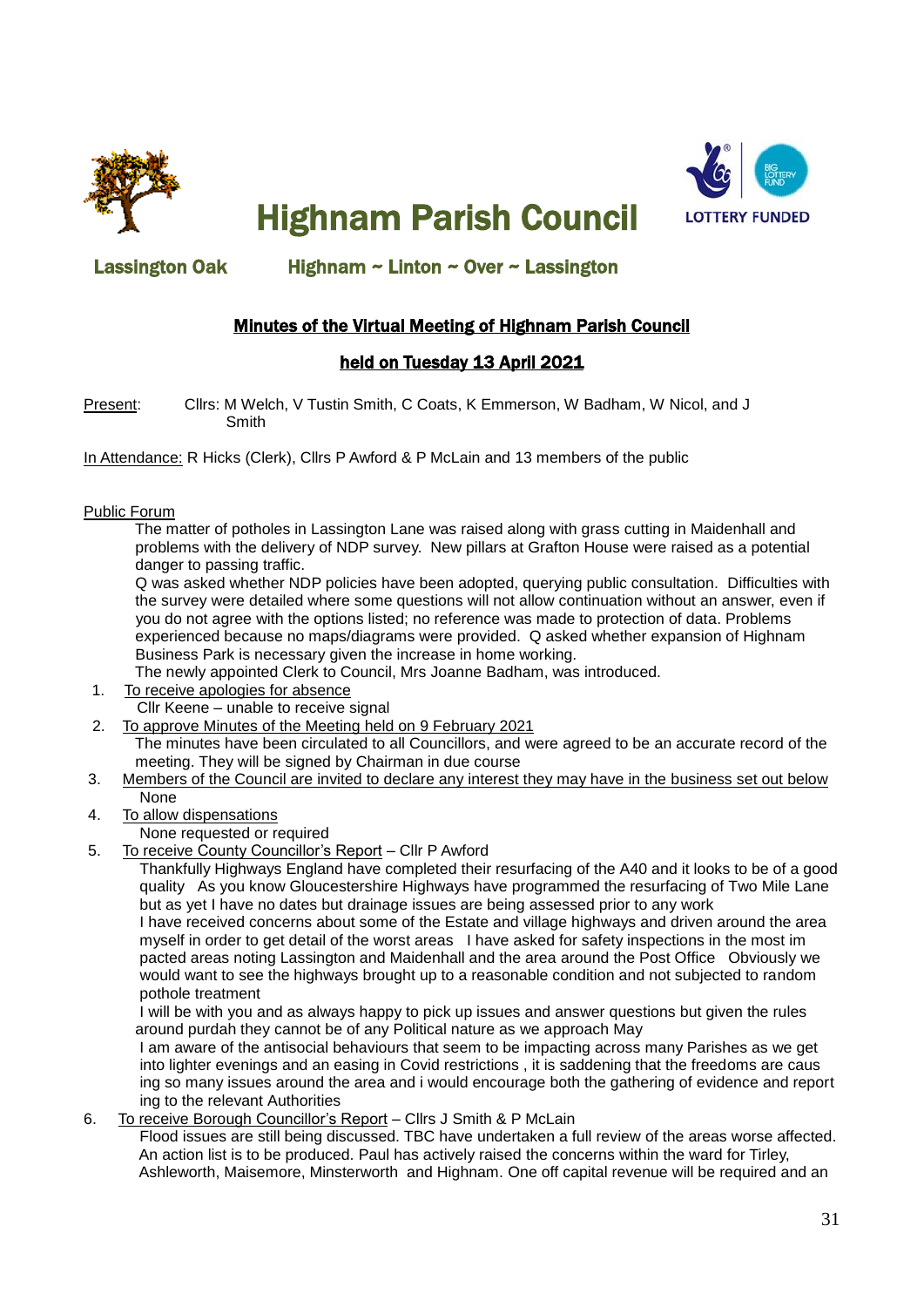# Highnam Parish Council

**Lassington Oak** **Highnam ~ Linton ~ Over ~ Lassington**

LOTTERY FUNDED

## Minutes of the Virtual Meeting of Highnam Parish Council

## held on Tuesday 13 April 2021

Present: Cllrs: M Welch, V Tustin Smith, C Coats, K Emmerson, W Badham, W Nicol, and J Smith

In Attendance: R Hicks (Clerk), Cllrs P Awford & P McLain and 13 members of the public

Public Forum

The matter of potholes in Lassington Lane was raised along with grass cutting in Maidenhall and problems with the delivery of NDP survey. New pillars at Grafton House were raised as a potential danger to passing traffic.

Q was asked whether NDP policies have been adopted, querying public consultation. Difficulties with the survey were detailed where some questions will not allow continuation without an answer, even if you do not agree with the options listed; no reference was made to protection of data. Problems experienced because no maps/diagrams were provided. Q asked whether expansion of Highnam Business Park is necessary given the increase in home working.

The newly appointed Clerk to Council, Mrs Joanne Badham, was introduced.

1. To receive apologies for absence

   Cllr Keene – unable to receive signal

2. To approve Minutes of the Meeting held on 9 February 2021

   The minutes have been circulated to all Councillors, and were agreed to be an accurate record of the meeting. They will be signed by Chairman in due course

3. Members of the Council are invited to declare any interest they may have in the business set out below

   None

4. To allow dispensations

   None requested or required

5. To receive County Councillor's Report – Cllr P Awford

   Thankfully Highways England have completed their resurfacing of the A40 and it looks to be of a good quality As you know Gloucestershire Highways have programmed the resurfacing of Two Mile Lane but as yet I have no dates but drainage issues are being assessed prior to any work

   I have received concerns about some of the Estate and village highways and driven around the area myself in order to get detail of the worst areas I have asked for safety inspections in the most im pacted areas noting Lassington and Maidenhall and the area around the Post Office Obviously we would want to see the highways brought up to a reasonable condition and not subjected to random pothole treatment

   I will be with you and as always happy to pick up issues and answer questions but given the rules around purdah they cannot be of any Political nature as we approach May

   I am aware of the antisocial behaviours that seem to be impacting across many Parishes as we get into lighter evenings and an easing in Covid restrictions , it is saddening that the freedoms are caus ing so many issues around the area and i would encourage both the gathering of evidence and report ing to the relevant Authorities

6. To receive Borough Councillor's Report – Cllrs J Smith & P McLain

   Flood issues are still being discussed. TBC have undertaken a full review of the areas worse affected. An action list is to be produced. Paul has actively raised the concerns within the ward for Tirley, Ashleworth, Maisemore, Minsterworth and Highnam. One off capital revenue will be required and an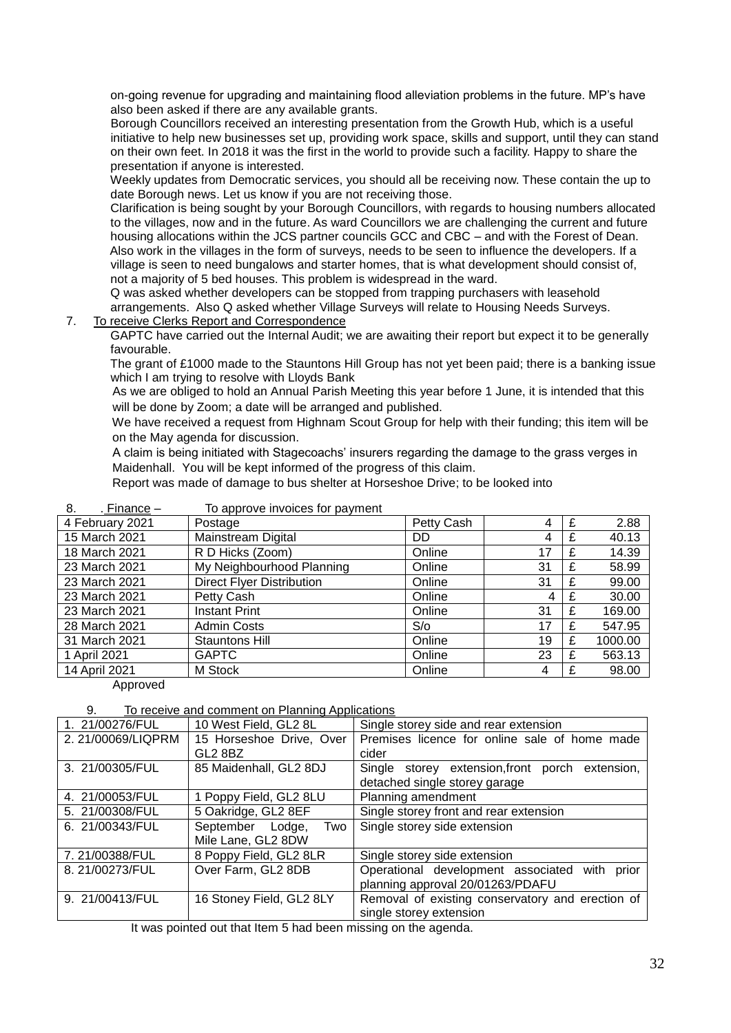on-going revenue for upgrading and maintaining flood alleviation problems in the future. MP's have also been asked if there are any available grants.

Borough Councillors received an interesting presentation from the Growth Hub, which is a useful initiative to help new businesses set up, providing work space, skills and support, until they can stand on their own feet. In 2018 it was the first in the world to provide such a facility. Happy to share the presentation if anyone is interested.

Weekly updates from Democratic services, you should all be receiving now. These contain the up to date Borough news. Let us know if you are not receiving those.

Clarification is being sought by your Borough Councillors, with regards to housing numbers allocated to the villages, now and in the future. As ward Councillors we are challenging the current and future housing allocations within the JCS partner councils GCC and CBC – and with the Forest of Dean. Also work in the villages in the form of surveys, needs to be seen to influence the developers. If a village is seen to need bungalows and starter homes, that is what development should consist of, not a majority of 5 bed houses. This problem is widespread in the ward.

Q was asked whether developers can be stopped from trapping purchasers with leasehold arrangements. Also Q asked whether Village Surveys will relate to Housing Needs Surveys.

7. To receive Clerks Report and Correspondence

GAPTC have carried out the Internal Audit; we are awaiting their report but expect it to be generally favourable.

The grant of £1000 made to the Stauntons Hill Group has not yet been paid; there is a banking issue which I am trying to resolve with Lloyds Bank

As we are obliged to hold an Annual Parish Meeting this year before 1 June, it is intended that this will be done by Zoom; a date will be arranged and published.

We have received a request from Highnam Scout Group for help with their funding; this item will be on the May agenda for discussion.

A claim is being initiated with Stagecoachs' insurers regarding the damage to the grass verges in Maidenhall. You will be kept informed of the progress of this claim.

Report was made of damage to bus shelter at Horseshoe Drive; to be looked into

8. . Finance – To approve invoices for payment

| Date | Payee | Method | | | Amount |
|---|---|---|---|---|---|
| 4 February 2021 | Postage | Petty Cash | 4 | £ | 2.88 |
| 15 March 2021 | Mainstream Digital | DD | 4 | £ | 40.13 |
| 18 March 2021 | R D Hicks (Zoom) | Online | 17 | £ | 14.39 |
| 23 March 2021 | My Neighbourhood Planning | Online | 31 | £ | 58.99 |
| 23 March 2021 | Direct Flyer Distribution | Online | 31 | £ | 99.00 |
| 23 March 2021 | Petty Cash | Online | 4 | £ | 30.00 |
| 23 March 2021 | Instant Print | Online | 31 | £ | 169.00 |
| 28 March 2021 | Admin Costs | S/o | 17 | £ | 547.95 |
| 31 March 2021 | Stauntons Hill | Online | 19 | £ | 1000.00 |
| 1 April 2021 | GAPTC | Online | 23 | £ | 563.13 |
| 14 April 2021 | M Stock | Online | 4 | £ | 98.00 |

Approved

9. To receive and comment on Planning Applications

| Reference | Address | Description |
|---|---|---|
| 1. 21/00276/FUL | 10 West Field, GL2 8L | Single storey side and rear extension |
| 2. 21/00069/LIQPRM | 15 Horseshoe Drive, Over GL2 8BZ | Premises licence for online sale of home made cider |
| 3. 21/00305/FUL | 85 Maidenhall, GL2 8DJ | Single storey extension,front porch extension, detached single storey garage |
| 4. 21/00053/FUL | 1 Poppy Field, GL2 8LU | Planning amendment |
| 5. 21/00308/FUL | 5 Oakridge, GL2 8EF | Single storey front and rear extension |
| 6. 21/00343/FUL | September Lodge, Two Mile Lane, GL2 8DW | Single storey side extension |
| 7. 21/00388/FUL | 8 Poppy Field, GL2 8LR | Single storey side extension |
| 8. 21/00273/FUL | Over Farm, GL2 8DB | Operational development associated with prior planning approval 20/01263/PDAFU |
| 9. 21/00413/FUL | 16 Stoney Field, GL2 8LY | Removal of existing conservatory and erection of single storey extension |

It was pointed out that Item 5 had been missing on the agenda.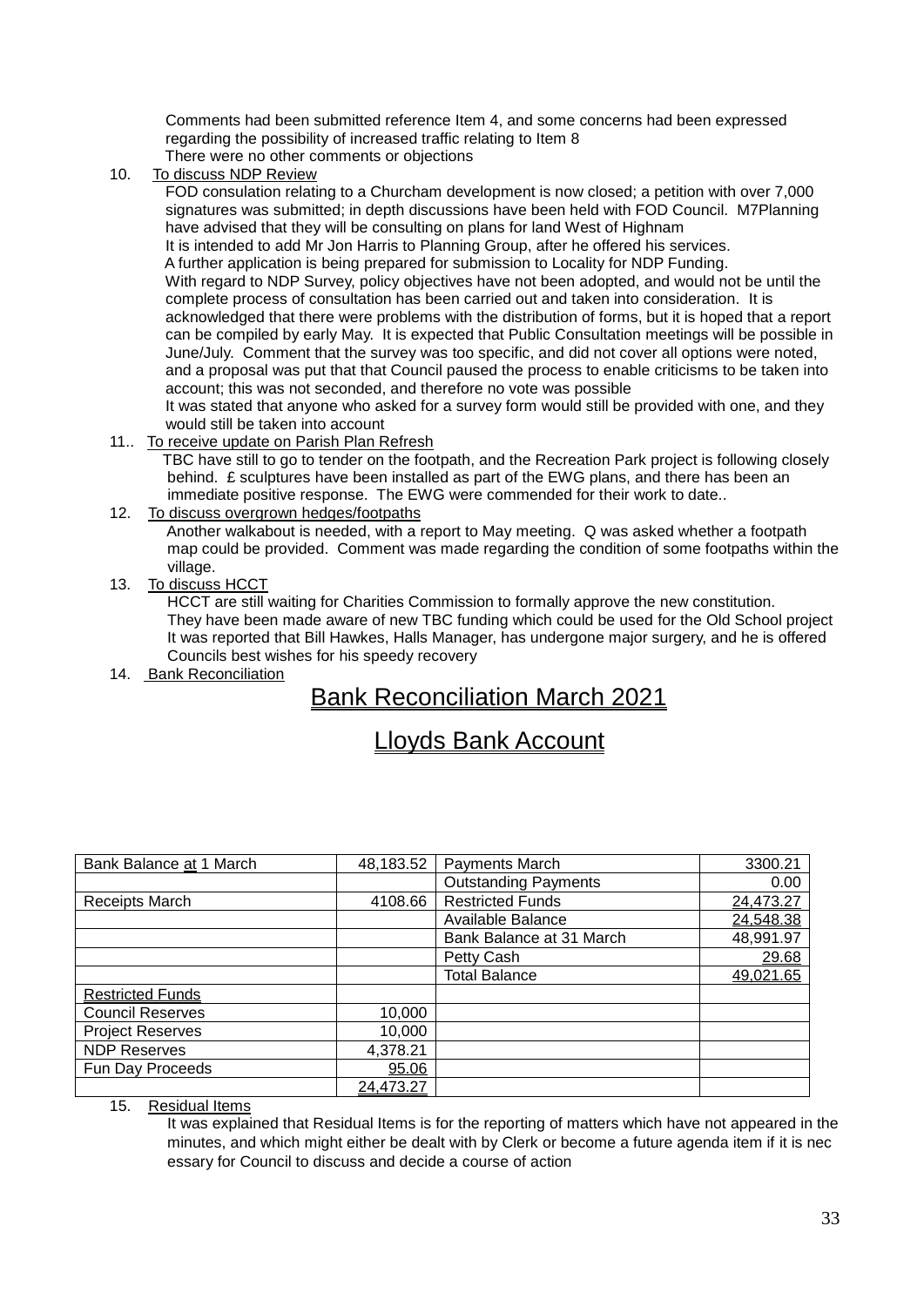Comments had been submitted reference Item 4, and some concerns had been expressed regarding the possibility of increased traffic relating to Item 8
There were no other comments or objections

10. To discuss NDP Review
    FOD consulation relating to a Churcham development is now closed; a petition with over 7,000 signatures was submitted; in depth discussions have been held with FOD Council. M7Planning have advised that they will be consulting on plans for land West of Highnam
    It is intended to add Mr Jon Harris to Planning Group, after he offered his services.
    A further application is being prepared for submission to Locality for NDP Funding.
    With regard to NDP Survey, policy objectives have not been adopted, and would not be until the complete process of consultation has been carried out and taken into consideration. It is acknowledged that there were problems with the distribution of forms, but it is hoped that a report can be compiled by early May. It is expected that Public Consultation meetings will be possible in June/July. Comment that the survey was too specific, and did not cover all options were noted, and a proposal was put that that Council paused the process to enable criticisms to be taken into account; this was not seconded, and therefore no vote was possible
    It was stated that anyone who asked for a survey form would still be provided with one, and they would still be taken into account

11.. To receive update on Parish Plan Refresh
    TBC have still to go to tender on the footpath, and the Recreation Park project is following closely behind. £ sculptures have been installed as part of the EWG plans, and there has been an immediate positive response. The EWG were commended for their work to date..

12. To discuss overgrown hedges/footpaths
    Another walkabout is needed, with a report to May meeting. Q was asked whether a footpath map could be provided. Comment was made regarding the condition of some footpaths within the village.

13. To discuss HCCT
    HCCT are still waiting for Charities Commission to formally approve the new constitution.
    They have been made aware of new TBC funding which could be used for the Old School project
    It was reported that Bill Hawkes, Halls Manager, has undergone major surgery, and he is offered Councils best wishes for his speedy recovery

14. Bank Reconciliation

## Bank Reconciliation March 2021

## Lloyds Bank Account

| Bank Balance at 1 March | 48,183.52 | Payments March | 3300.21 |
|---|---|---|---|
| | | Outstanding Payments | 0.00 |
| Receipts March | 4108.66 | Restricted Funds | 24,473.27 |
| | | Available Balance | 24,548.38 |
| | | Bank Balance at 31 March | 48,991.97 |
| | | Petty Cash | 29.68 |
| | | Total Balance | 49,021.65 |
| Restricted Funds | | | |
| Council Reserves | 10,000 | | |
| Project Reserves | 10,000 | | |
| NDP Reserves | 4,378.21 | | |
| Fun Day Proceeds | 95.06 | | |
| | 24,473.27 | | |

15. Residual Items
    It was explained that Residual Items is for the reporting of matters which have not appeared in the minutes, and which might either be dealt with by Clerk or become a future agenda item if it is nec essary for Council to discuss and decide a course of action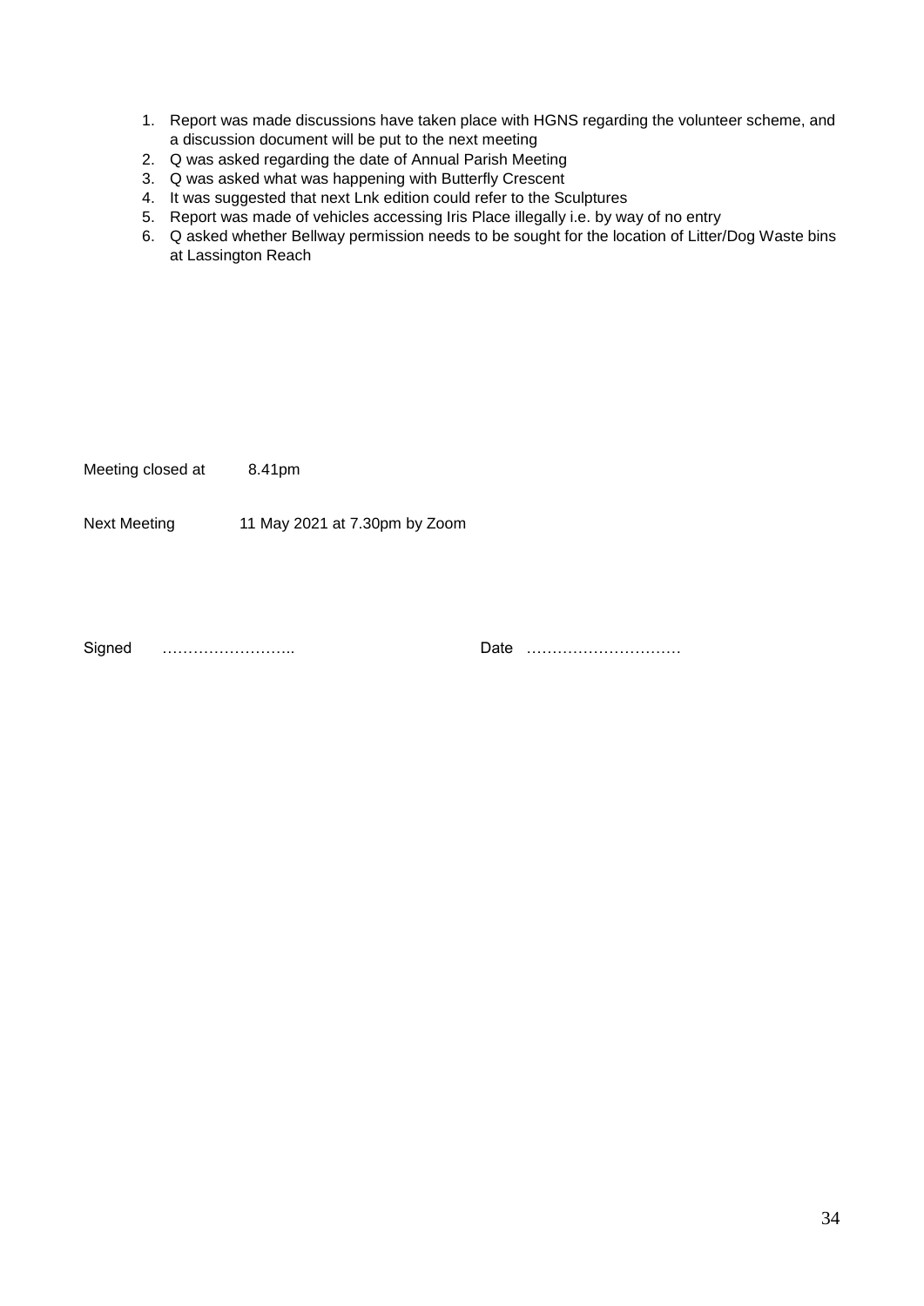1. Report was made discussions have taken place with HGNS regarding the volunteer scheme, and a discussion document will be put to the next meeting
2. Q was asked regarding the date of Annual Parish Meeting
3. Q was asked what was happening with Butterfly Crescent
4. It was suggested that next Lnk edition could refer to the Sculptures
5. Report was made of vehicles accessing Iris Place illegally i.e. by way of no entry
6. Q asked whether Bellway permission needs to be sought for the location of Litter/Dog Waste bins at Lassington Reach

Meeting closed at 8.41pm

Next Meeting 11 May 2021 at 7.30pm by Zoom

Signed …………………….. Date ………………………….